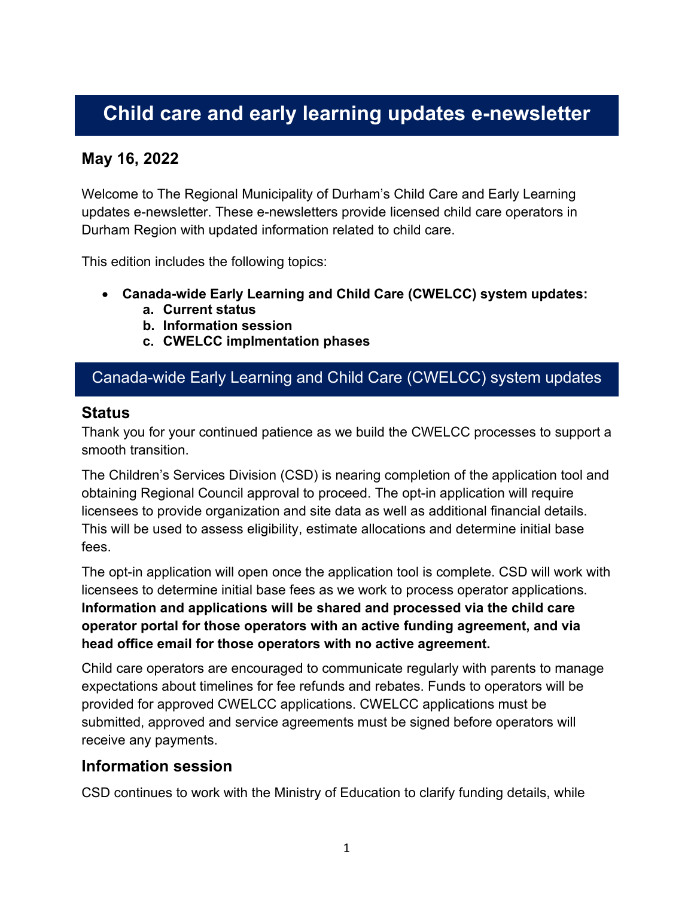# Child care and early learning updates e-newsletter

### May 16, 2022

Welcome to The Regional Municipality of Durham's Child Care and Early Learning updates e-newsletter. These e-newsletters provide licensed child care operators in Durham Region with updated information related to child care.

This edition includes the following topics:

- **Canada-wide Early Learning and Child Care (CWELCC) system updates:**
    a. **Current status**
    b. **Information session**
    c. **CWELCC implmentation phases**

## Canada-wide Early Learning and Child Care (CWELCC) system updates

### Status

Thank you for your continued patience as we build the CWELCC processes to support a smooth transition.

The Children's Services Division (CSD) is nearing completion of the application tool and obtaining Regional Council approval to proceed. The opt-in application will require licensees to provide organization and site data as well as additional financial details. This will be used to assess eligibility, estimate allocations and determine initial base fees.

The opt-in application will open once the application tool is complete. CSD will work with licensees to determine initial base fees as we work to process operator applications. **Information and applications will be shared and processed via the child care operator portal for those operators with an active funding agreement, and via head office email for those operators with no active agreement.**

Child care operators are encouraged to communicate regularly with parents to manage expectations about timelines for fee refunds and rebates. Funds to operators will be provided for approved CWELCC applications. CWELCC applications must be submitted, approved and service agreements must be signed before operators will receive any payments.

### Information session

CSD continues to work with the Ministry of Education to clarify funding details, while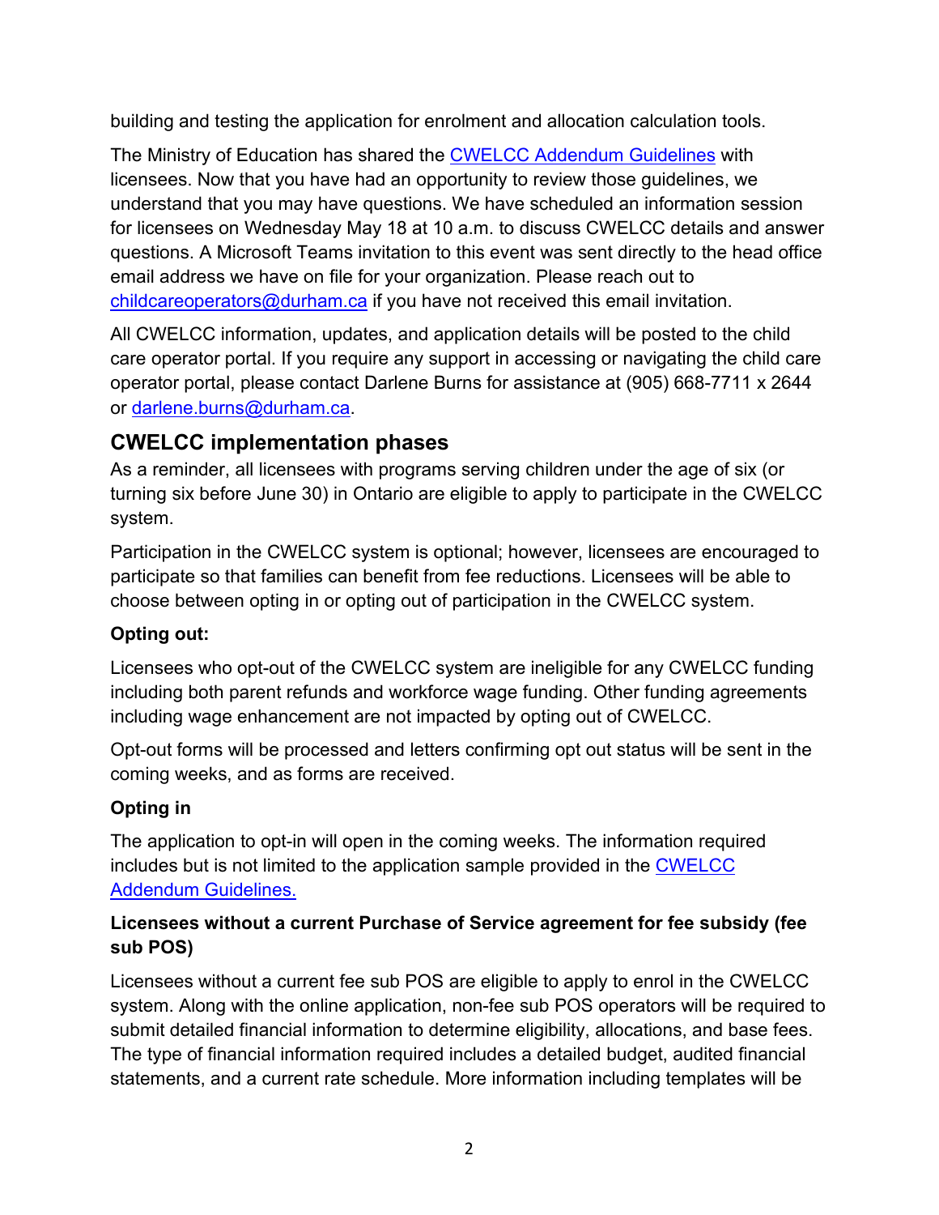building and testing the application for enrolment and allocation calculation tools.

The Ministry of Education has shared the [CWELCC Addendum Guidelines]() with licensees. Now that you have had an opportunity to review those guidelines, we understand that you may have questions. We have scheduled an information session for licensees on Wednesday May 18 at 10 a.m. to discuss CWELCC details and answer questions. A Microsoft Teams invitation to this event was sent directly to the head office email address we have on file for your organization. Please reach out to childcareoperators@durham.ca if you have not received this email invitation.

All CWELCC information, updates, and application details will be posted to the child care operator portal. If you require any support in accessing or navigating the child care operator portal, please contact Darlene Burns for assistance at (905) 668-7711 x 2644 or darlene.burns@durham.ca.

## CWELCC implementation phases

As a reminder, all licensees with programs serving children under the age of six (or turning six before June 30) in Ontario are eligible to apply to participate in the CWELCC system.

Participation in the CWELCC system is optional; however, licensees are encouraged to participate so that families can benefit from fee reductions. Licensees will be able to choose between opting in or opting out of participation in the CWELCC system.

**Opting out:**

Licensees who opt-out of the CWELCC system are ineligible for any CWELCC funding including both parent refunds and workforce wage funding. Other funding agreements including wage enhancement are not impacted by opting out of CWELCC.

Opt-out forms will be processed and letters confirming opt out status will be sent in the coming weeks, and as forms are received.

**Opting in**

The application to opt-in will open in the coming weeks. The information required includes but is not limited to the application sample provided in the [CWELCC Addendum Guidelines.]()

**Licensees without a current Purchase of Service agreement for fee subsidy (fee sub POS)**

Licensees without a current fee sub POS are eligible to apply to enrol in the CWELCC system. Along with the online application, non-fee sub POS operators will be required to submit detailed financial information to determine eligibility, allocations, and base fees. The type of financial information required includes a detailed budget, audited financial statements, and a current rate schedule. More information including templates will be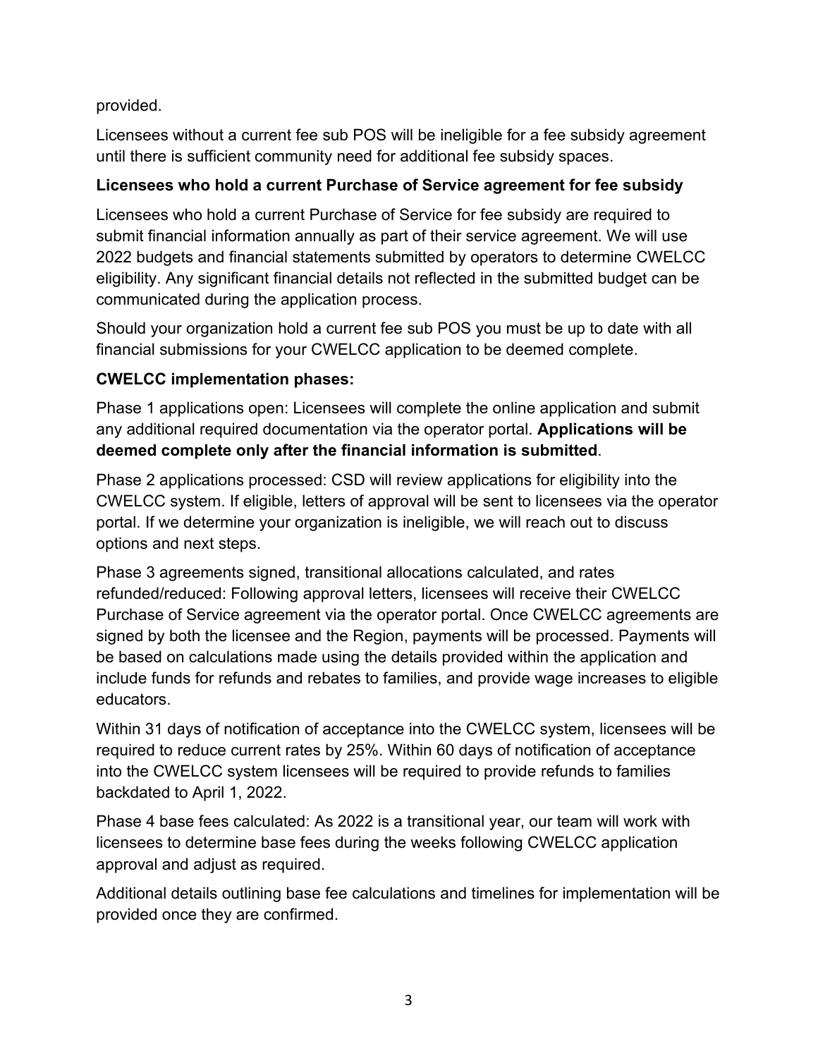provided.

Licensees without a current fee sub POS will be ineligible for a fee subsidy agreement until there is sufficient community need for additional fee subsidy spaces.

**Licensees who hold a current Purchase of Service agreement for fee subsidy**

Licensees who hold a current Purchase of Service for fee subsidy are required to submit financial information annually as part of their service agreement. We will use 2022 budgets and financial statements submitted by operators to determine CWELCC eligibility. Any significant financial details not reflected in the submitted budget can be communicated during the application process.

Should your organization hold a current fee sub POS you must be up to date with all financial submissions for your CWELCC application to be deemed complete.

**CWELCC implementation phases:**

Phase 1 applications open: Licensees will complete the online application and submit any additional required documentation via the operator portal. **Applications will be deemed complete only after the financial information is submitted**.

Phase 2 applications processed: CSD will review applications for eligibility into the CWELCC system. If eligible, letters of approval will be sent to licensees via the operator portal. If we determine your organization is ineligible, we will reach out to discuss options and next steps.

Phase 3 agreements signed, transitional allocations calculated, and rates refunded/reduced: Following approval letters, licensees will receive their CWELCC Purchase of Service agreement via the operator portal. Once CWELCC agreements are signed by both the licensee and the Region, payments will be processed. Payments will be based on calculations made using the details provided within the application and include funds for refunds and rebates to families, and provide wage increases to eligible educators.

Within 31 days of notification of acceptance into the CWELCC system, licensees will be required to reduce current rates by 25%. Within 60 days of notification of acceptance into the CWELCC system licensees will be required to provide refunds to families backdated to April 1, 2022.

Phase 4 base fees calculated: As 2022 is a transitional year, our team will work with licensees to determine base fees during the weeks following CWELCC application approval and adjust as required.

Additional details outlining base fee calculations and timelines for implementation will be provided once they are confirmed.